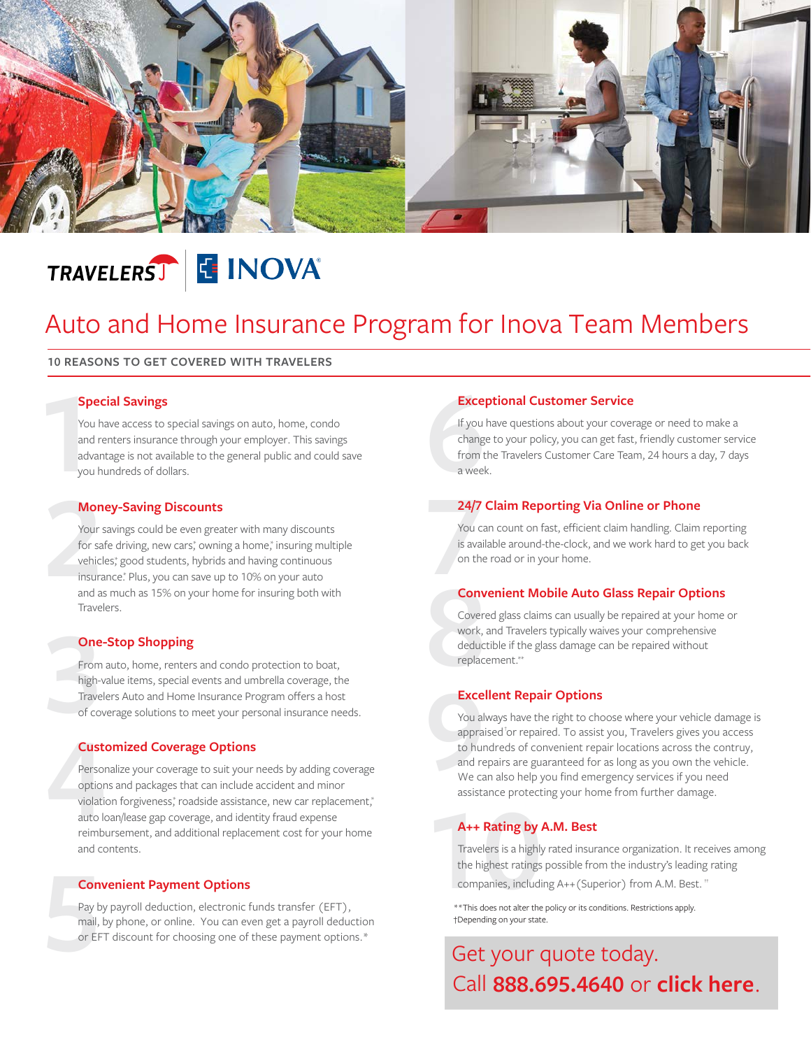TRAVELERS | INOVA

# Auto and Home Insurance Program for Inova Team Members

## 10 REASONS TO GET COVERED WITH TRAVELERS

### 1 Special Savings

You have access to special savings on auto, home, condo and renters insurance through your employer. This savings advantage is not available to the general public and could save you hundreds of dollars.

### 2 Money-Saving Discounts

Your savings could be even greater with many discounts for safe driving, new cars,† owning a home,† insuring multiple vehicles,† good students, hybrids and having continuous insurance.† Plus, you can save up to 10% on your auto and as much as 15% on your home for insuring both with Travelers.

### 3 One-Stop Shopping

From auto, home, renters and condo protection to boat, high-value items, special events and umbrella coverage, the Travelers Auto and Home Insurance Program offers a host of coverage solutions to meet your personal insurance needs.

### 4 Customized Coverage Options

Personalize your coverage to suit your needs by adding coverage options and packages that can include accident and minor violation forgiveness,† roadside assistance, new car replacement,† auto loan/lease gap coverage, and identity fraud expense reimbursement, and additional replacement cost for your home and contents.

### 5 Convenient Payment Options

Pay by payroll deduction, electronic funds transfer (EFT), mail, by phone, or online. You can even get a payroll deduction or EFT discount for choosing one of these payment options.*

### 6 Exceptional Customer Service

If you have questions about your coverage or need to make a change to your policy, you can get fast, friendly customer service from the Travelers Customer Care Team, 24 hours a day, 7 days a week.

### 7 24/7 Claim Reporting Via Online or Phone

You can count on fast, efficient claim handling. Claim reporting is available around-the-clock, and we work hard to get you back on the road or in your home.

### 8 Convenient Mobile Auto Glass Repair Options

Covered glass claims can usually be repaired at your home or work, and Travelers typically waives your comprehensive deductible if the glass damage can be repaired without replacement.**

### 9 Excellent Repair Options

You always have the right to choose where your vehicle damage is appraised† or repaired. To assist you, Travelers gives you access to hundreds of convenient repair locations across the contruy, and repairs are guaranteed for as long as you own the vehicle. We can also help you find emergency services if you need assistance protecting your home from further damage.

### 10 A++ Rating by A.M. Best

Travelers is a highly rated insurance organization. It receives among the highest ratings possible from the industry's leading rating companies, including A++ (Superior) from A.M. Best. ††

**This does not alter the policy or its conditions. Restrictions apply.
†Depending on your state.

Get your quote today.
Call **888.695.4640** or **click here**.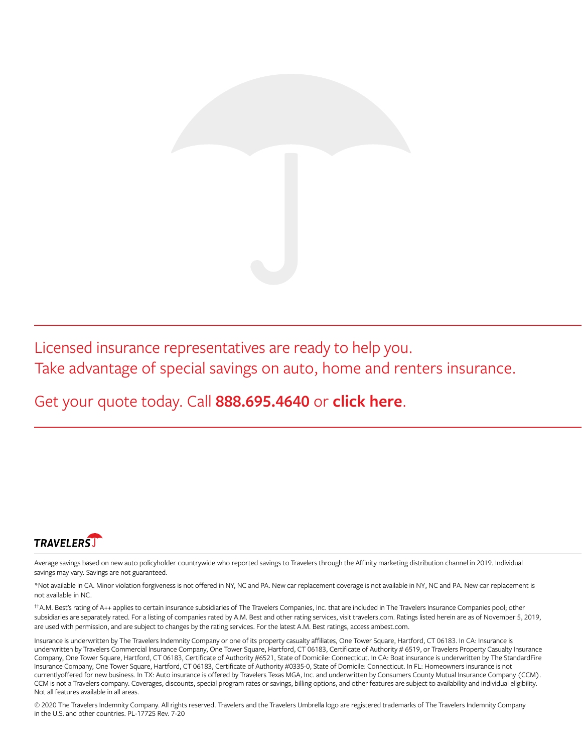Licensed insurance representatives are ready to help you.
Take advantage of special savings on auto, home and renters insurance.

Get your quote today. Call **888.695.4640** or **click here**.

TRAVELERS

Average savings based on new auto policyholder countrywide who reported savings to Travelers through the Affinity marketing distribution channel in 2019. Individual savings may vary. Savings are not guaranteed.

*Not available in CA. Minor violation forgiveness is not offered in NY, NC and PA. New car replacement coverage is not available in NY, NC and PA. New car replacement is not available in NC.

††A.M. Best's rating of A++ applies to certain insurance subsidiaries of The Travelers Companies, Inc. that are included in The Travelers Insurance Companies pool; other subsidiaries are separately rated. For a listing of companies rated by A.M. Best and other rating services, visit travelers.com. Ratings listed herein are as of November 5, 2019, are used with permission, and are subject to changes by the rating services. For the latest A.M. Best ratings, access ambest.com.

Insurance is underwritten by The Travelers Indemnity Company or one of its property casualty affiliates, One Tower Square, Hartford, CT 06183. In CA: Insurance is underwritten by Travelers Commercial Insurance Company, One Tower Square, Hartford, CT 06183, Certificate of Authority # 6519, or Travelers Property Casualty Insurance Company, One Tower Square, Hartford, CT 06183, Certificate of Authority #6521, State of Domicile: Connecticut. In CA: Boat insurance is underwritten by The StandardFire Insurance Company, One Tower Square, Hartford, CT 06183, Certificate of Authority #0335-0, State of Domicile: Connecticut. In FL: Homeowners insurance is not currentlyoffered for new business. In TX: Auto insurance is offered by Travelers Texas MGA, Inc. and underwritten by Consumers County Mutual Insurance Company (CCM). CCM is not a Travelers company. Coverages, discounts, special program rates or savings, billing options, and other features are subject to availability and individual eligibility. Not all features available in all areas.

© 2020 The Travelers Indemnity Company. All rights reserved. Travelers and the Travelers Umbrella logo are registered trademarks of The Travelers Indemnity Company in the U.S. and other countries. PL-17725 Rev. 7-20